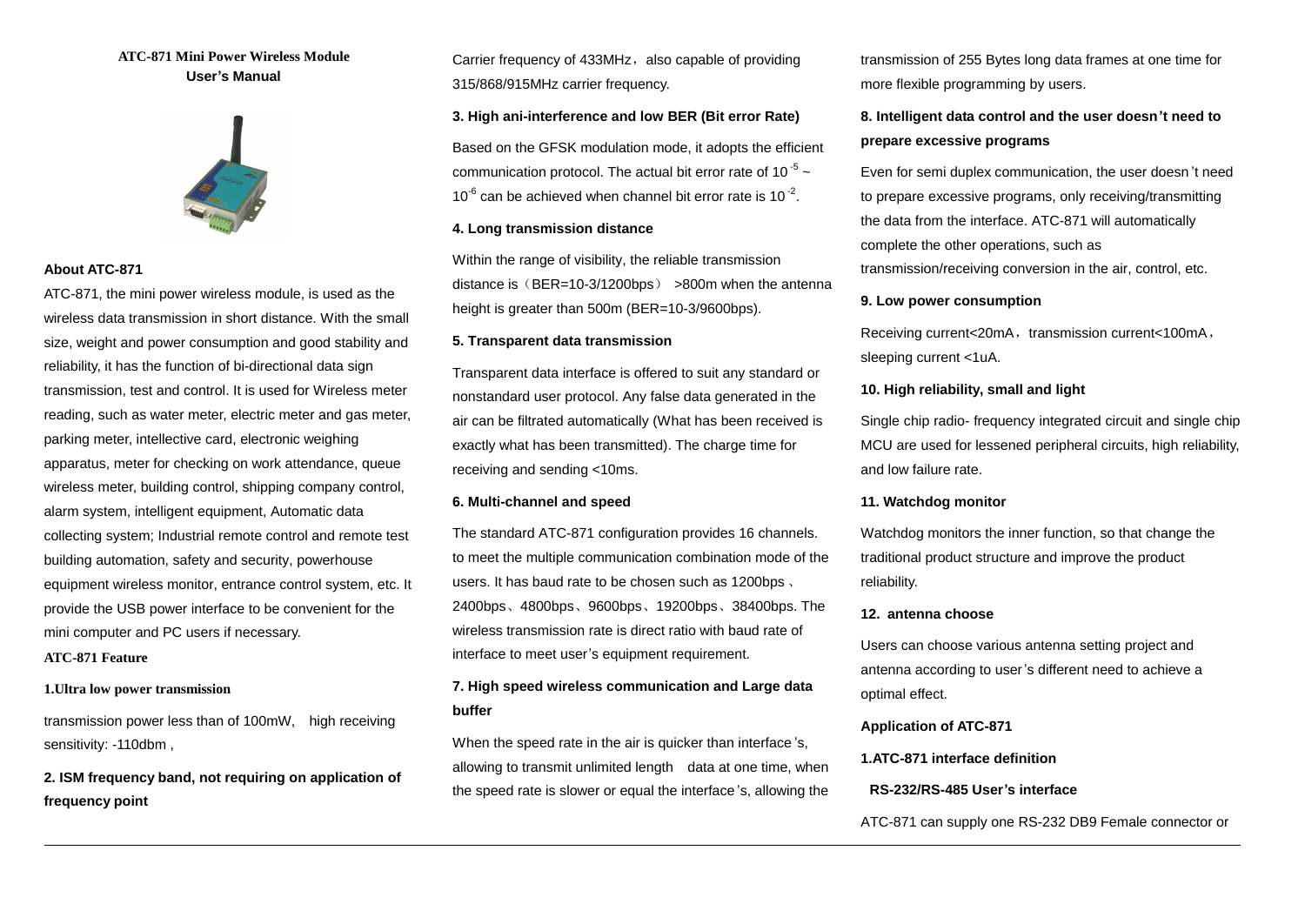# ATC-871 Mini Power Wireless Module
## User's Manual

### About ATC-871

ATC-871, the mini power wireless module, is used as the wireless data transmission in short distance. With the small size, weight and power consumption and good stability and reliability, it has the function of bi-directional data sign transmission, test and control. It is used for Wireless meter reading, such as water meter, electric meter and gas meter, parking meter, intellective card, electronic weighing apparatus, meter for checking on work attendance, queue wireless meter, building control, shipping company control, alarm system, intelligent equipment, Automatic data collecting system; Industrial remote control and remote test building automation, safety and security, powerhouse equipment wireless monitor, entrance control system, etc. It provide the USB power interface to be convenient for the mini computer and PC users if necessary.

### ATC-871 Feature

**1.Ultra low power transmission**

transmission power less than of 100mW,　high receiving sensitivity: -110dbm ,

**2. ISM frequency band, not requiring on application of frequency point**

Carrier frequency of 433MHz，also capable of providing 315/868/915MHz carrier frequency.

**3. High ani-interference and low BER (Bit error Rate)**

Based on the GFSK modulation mode, it adopts the efficient communication protocol. The actual bit error rate of $10^{-5}$ ~ $10^{-6}$ can be achieved when channel bit error rate is $10^{-2}$.

**4. Long transmission distance**

Within the range of visibility, the reliable transmission distance is（BER=10-3/1200bps） >800m when the antenna height is greater than 500m (BER=10-3/9600bps).

**5. Transparent data transmission**

Transparent data interface is offered to suit any standard or nonstandard user protocol. Any false data generated in the air can be filtrated automatically (What has been received is exactly what has been transmitted). The charge time for receiving and sending <10ms.

**6. Multi-channel and speed**

The standard ATC-871 configuration provides 16 channels. to meet the multiple communication combination mode of the users. It has baud rate to be chosen such as 1200bps、2400bps、4800bps、9600bps、19200bps、38400bps. The wireless transmission rate is direct ratio with baud rate of interface to meet user's equipment requirement.

**7. High speed wireless communication and Large data buffer**

When the speed rate in the air is quicker than interface's, allowing to transmit unlimited length　data at one time, when the speed rate is slower or equal the interface's, allowing the transmission of 255 Bytes long data frames at one time for more flexible programming by users.

**8. Intelligent data control and the user doesn't need to prepare excessive programs**

Even for semi duplex communication, the user doesn't need to prepare excessive programs, only receiving/transmitting the data from the interface. ATC-871 will automatically complete the other operations, such as transmission/receiving conversion in the air, control, etc.

**9. Low power consumption**

Receiving current<20mA，transmission current<100mA，sleeping current <1uA.

**10. High reliability, small and light**

Single chip radio- frequency integrated circuit and single chip MCU are used for lessened peripheral circuits, high reliability, and low failure rate.

**11. Watchdog monitor**

Watchdog monitors the inner function, so that change the traditional product structure and improve the product reliability.

**12. antenna choose**

Users can choose various antenna setting project and antenna according to user's different need to achieve a optimal effect.

### Application of ATC-871

**1.ATC-871 interface definition**

**RS-232/RS-485 User's interface**

ATC-871 can supply one RS-232 DB9 Female connector or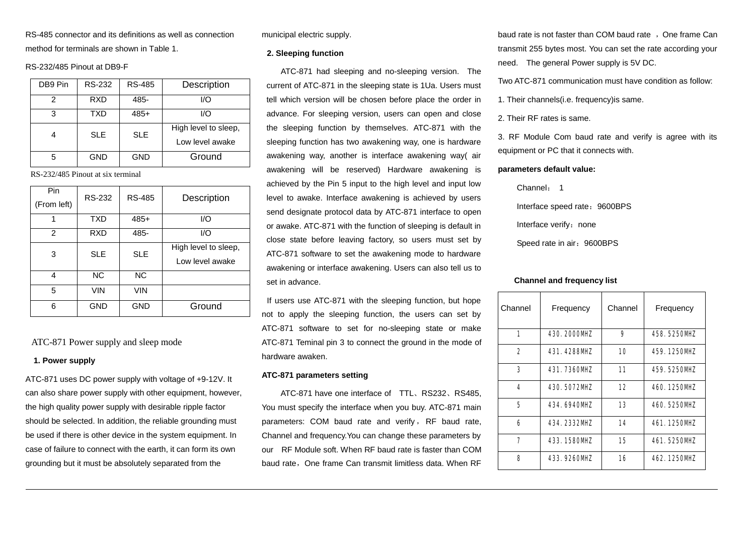RS-485 connector and its definitions as well as connection method for terminals are shown in Table 1.

RS-232/485 Pinout at DB9-F

| DB9 Pin | RS-232 | RS-485 | Description |
|---|---|---|---|
| 2 | RXD | 485- | I/O |
| 3 | TXD | 485+ | I/O |
| 4 | SLE | SLE | High level to sleep, Low level awake |
| 5 | GND | GND | Ground |

RS-232/485 Pinout at six terminal

| Pin (From left) | RS-232 | RS-485 | Description |
|---|---|---|---|
| 1 | TXD | 485+ | I/O |
| 2 | RXD | 485- | I/O |
| 3 | SLE | SLE | High level to sleep, Low level awake |
| 4 | NC | NC | |
| 5 | VIN | VIN | |
| 6 | GND | GND | Ground |

## ATC-871 Power supply and sleep mode

### 1. Power supply

ATC-871 uses DC power supply with voltage of +9-12V. It can also share power supply with other equipment, however, the high quality power supply with desirable ripple factor should be selected. In addition, the reliable grounding must be used if there is other device in the system equipment. In case of failure to connect with the earth, it can form its own grounding but it must be absolutely separated from the municipal electric supply.

### 2. Sleeping function

ATC-871 had sleeping and no-sleeping version. The current of ATC-871 in the sleeping state is 1Ua. Users must tell which version will be chosen before place the order in advance. For sleeping version, users can open and close the sleeping function by themselves. ATC-871 with the sleeping function has two awakening way, one is hardware awakening way, another is interface awakening way( air awakening will be reserved) Hardware awakening is achieved by the Pin 5 input to the high level and input low level to awake. Interface awakening is achieved by users send designate protocol data by ATC-871 interface to open or awake. ATC-871 with the function of sleeping is default in close state before leaving factory, so users must set by ATC-871 software to set the awakening mode to hardware awakening or interface awakening. Users can also tell us to set in advance.

If users use ATC-871 with the sleeping function, but hope not to apply the sleeping function, the users can set by ATC-871 software to set for no-sleeping state or make ATC-871 Teminal pin 3 to connect the ground in the mode of hardware awaken.

### ATC-871 parameters setting

ATC-871 have one interface of TTL、RS232、RS485, You must specify the interface when you buy. ATC-871 main parameters: COM baud rate and verify，RF baud rate, Channel and frequency.You can change these parameters by our RF Module soft. When RF baud rate is faster than COM baud rate，One frame Can transmit limitless data. When RF baud rate is not faster than COM baud rate ，One frame Can transmit 255 bytes most. You can set the rate according your need. The general Power supply is 5V DC.

Two ATC-871 communication must have condition as follow:

1. Their channels(i.e. frequency)is same.
2. Their RF rates is same.
3. RF Module Com baud rate and verify is agree with its equipment or PC that it connects with.

**parameters default value:**

Channel： 1

Interface speed rate：9600BPS

Interface verify：none

Speed rate in air：9600BPS

**Channel and frequency list**

| Channel | Frequency | Channel | Frequency |
|---|---|---|---|
| 1 | 430.2000MHZ | 9 | 458.5250MHZ |
| 2 | 431.4288MHZ | 10 | 459.1250MHZ |
| 3 | 431.7360MHZ | 11 | 459.5250MHZ |
| 4 | 430.5072MHZ | 12 | 460.1250MHZ |
| 5 | 434.6940MHZ | 13 | 460.5250MHZ |
| 6 | 434.2332MHZ | 14 | 461.1250MHZ |
| 7 | 433.1580MHZ | 15 | 461.5250MHZ |
| 8 | 433.9260MHZ | 16 | 462.1250MHZ |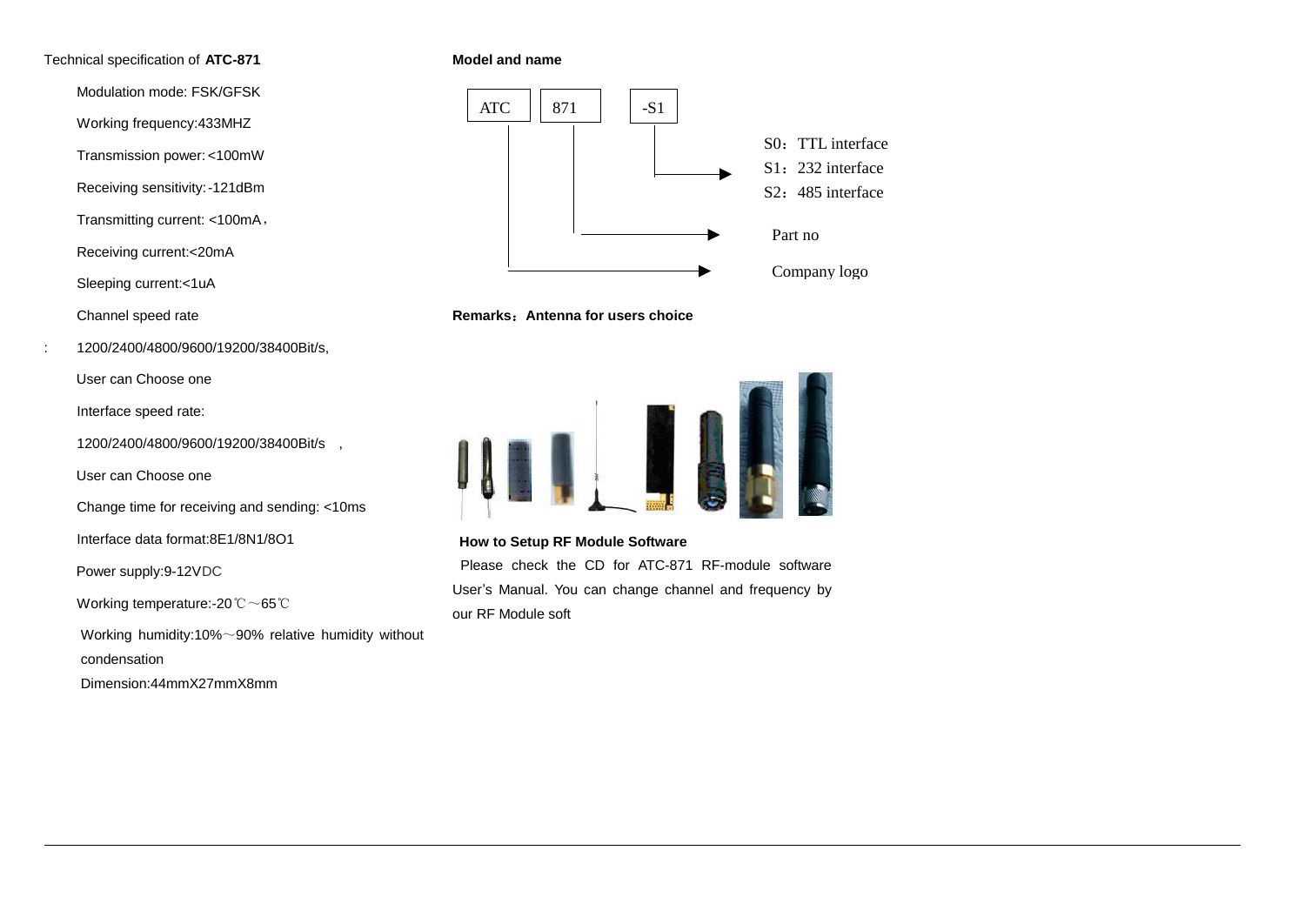Technical specification of **ATC-871**

Modulation mode: FSK/GFSK

Working frequency:433MHZ

Transmission power: <100mW

Receiving sensitivity: -121dBm

Transmitting current: <100mA，

Receiving current:<20mA

Sleeping current:<1uA

Channel speed rate

: 1200/2400/4800/9600/19200/38400Bit/s,

User can Choose one

Interface speed rate:

1200/2400/4800/9600/19200/38400Bit/s ,

User can Choose one

Change time for receiving and sending: <10ms

Interface data format:8E1/8N1/8O1

Power supply:9-12VDC

Working temperature:-20℃～65℃

Working humidity:10%～90% relative humidity without condensation

Dimension:44mmX27mmX8mm

**Model and name**

ATC 871 -S1

S0：TTL interface

S1：232 interface

S2：485 interface

Part no

Company logo

**Remarks：Antenna for users choice**

**How to Setup RF Module Software**

Please check the CD for ATC-871 RF-module software User's Manual. You can change channel and frequency by our RF Module soft